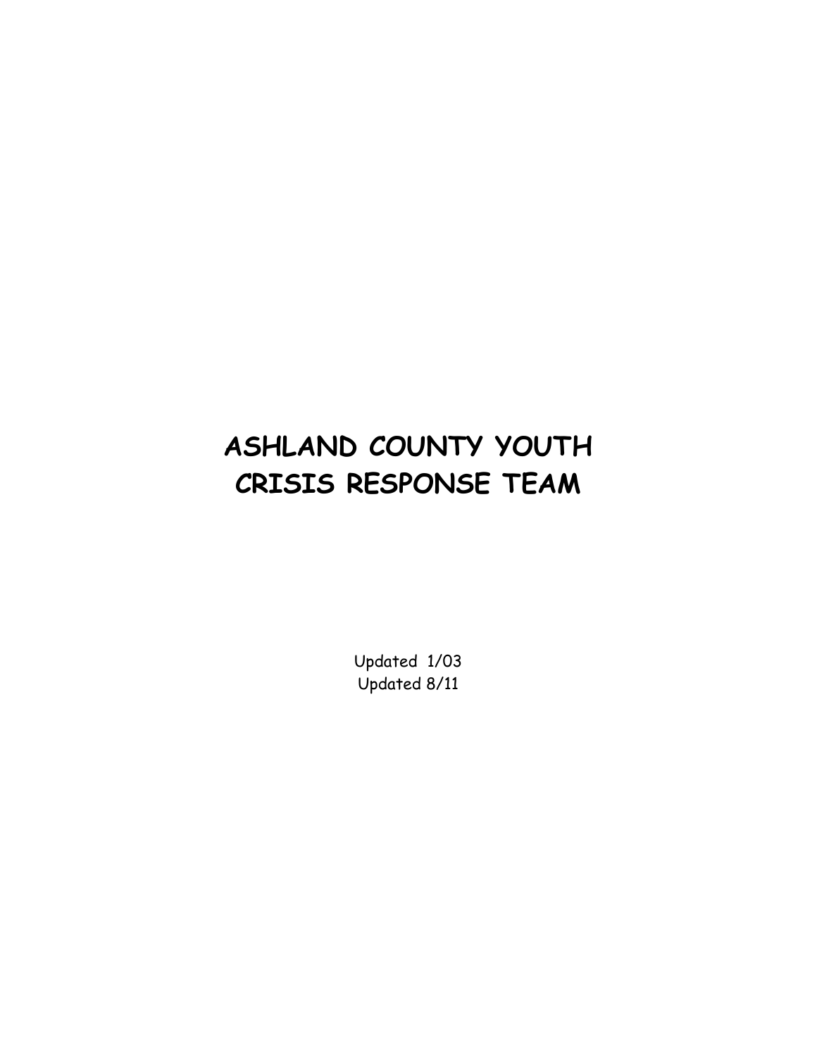# ASHLAND COUNTY YOUTH CRISIS RESPONSE TEAM

Updated 1/03
Updated 8/11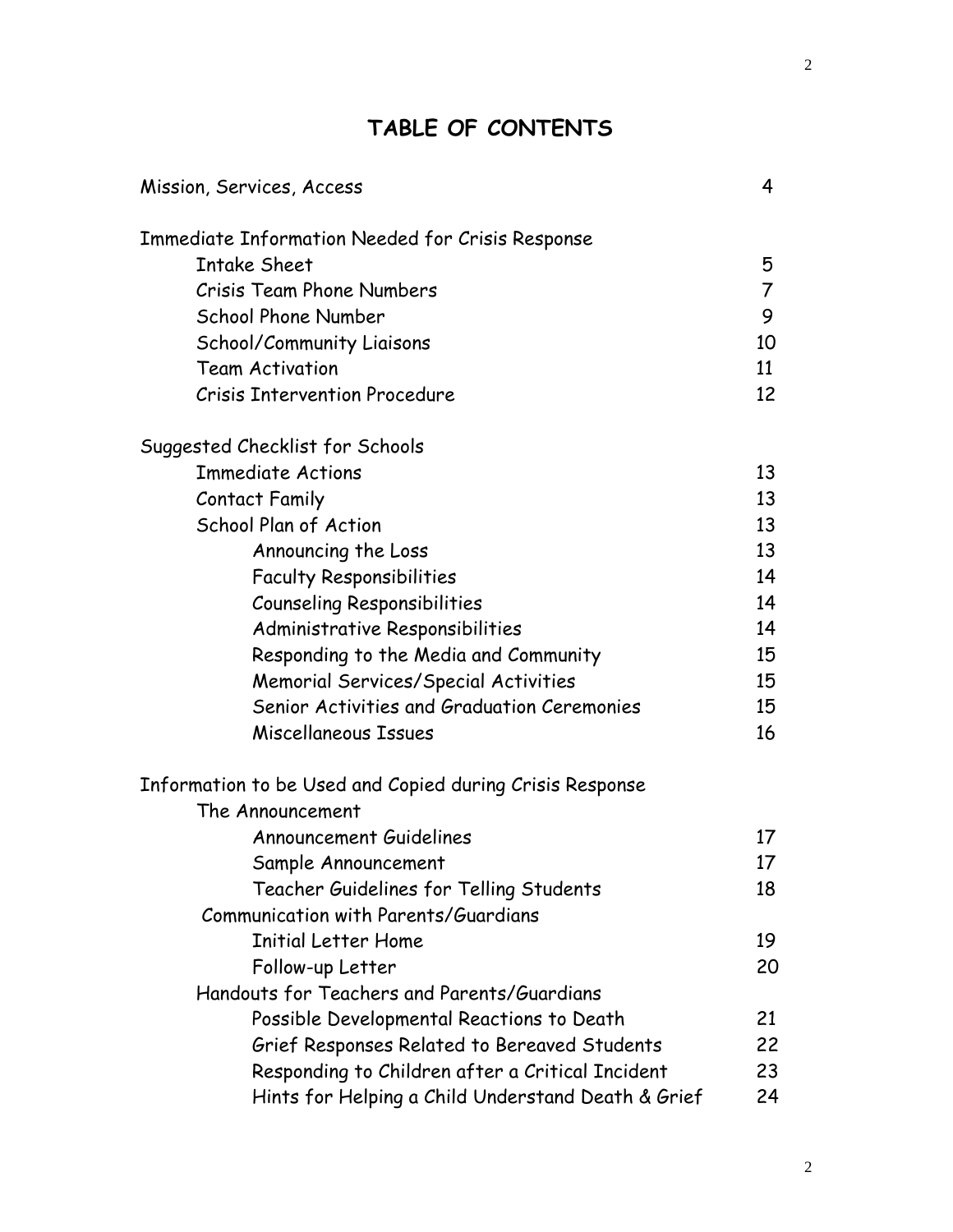# TABLE OF CONTENTS

| | |
|---|---|
| Mission, Services, Access | 4 |
| Immediate Information Needed for Crisis Response | |
| Intake Sheet | 5 |
| Crisis Team Phone Numbers | 7 |
| School Phone Number | 9 |
| School/Community Liaisons | 10 |
| Team Activation | 11 |
| Crisis Intervention Procedure | 12 |
| Suggested Checklist for Schools | |
| Immediate Actions | 13 |
| Contact Family | 13 |
| School Plan of Action | 13 |
| Announcing the Loss | 13 |
| Faculty Responsibilities | 14 |
| Counseling Responsibilities | 14 |
| Administrative Responsibilities | 14 |
| Responding to the Media and Community | 15 |
| Memorial Services/Special Activities | 15 |
| Senior Activities and Graduation Ceremonies | 15 |
| Miscellaneous Issues | 16 |
| Information to be Used and Copied during Crisis Response | |
| The Announcement | |
| Announcement Guidelines | 17 |
| Sample Announcement | 17 |
| Teacher Guidelines for Telling Students | 18 |
| Communication with Parents/Guardians | |
| Initial Letter Home | 19 |
| Follow-up Letter | 20 |
| Handouts for Teachers and Parents/Guardians | |
| Possible Developmental Reactions to Death | 21 |
| Grief Responses Related to Bereaved Students | 22 |
| Responding to Children after a Critical Incident | 23 |
| Hints for Helping a Child Understand Death & Grief | 24 |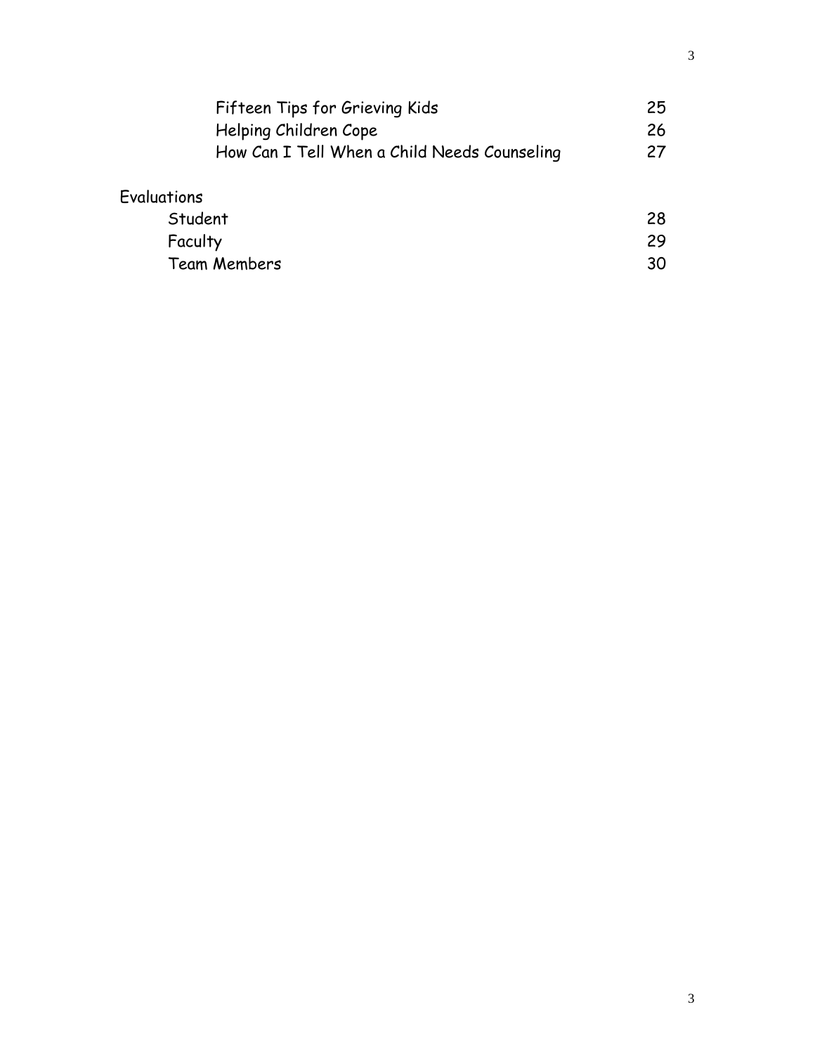| | |
|---|---|
| Fifteen Tips for Grieving Kids | 25 |
| Helping Children Cope | 26 |
| How Can I Tell When a Child Needs Counseling | 27 |

Evaluations

| | |
|---|---|
| Student | 28 |
| Faculty | 29 |
| Team Members | 30 |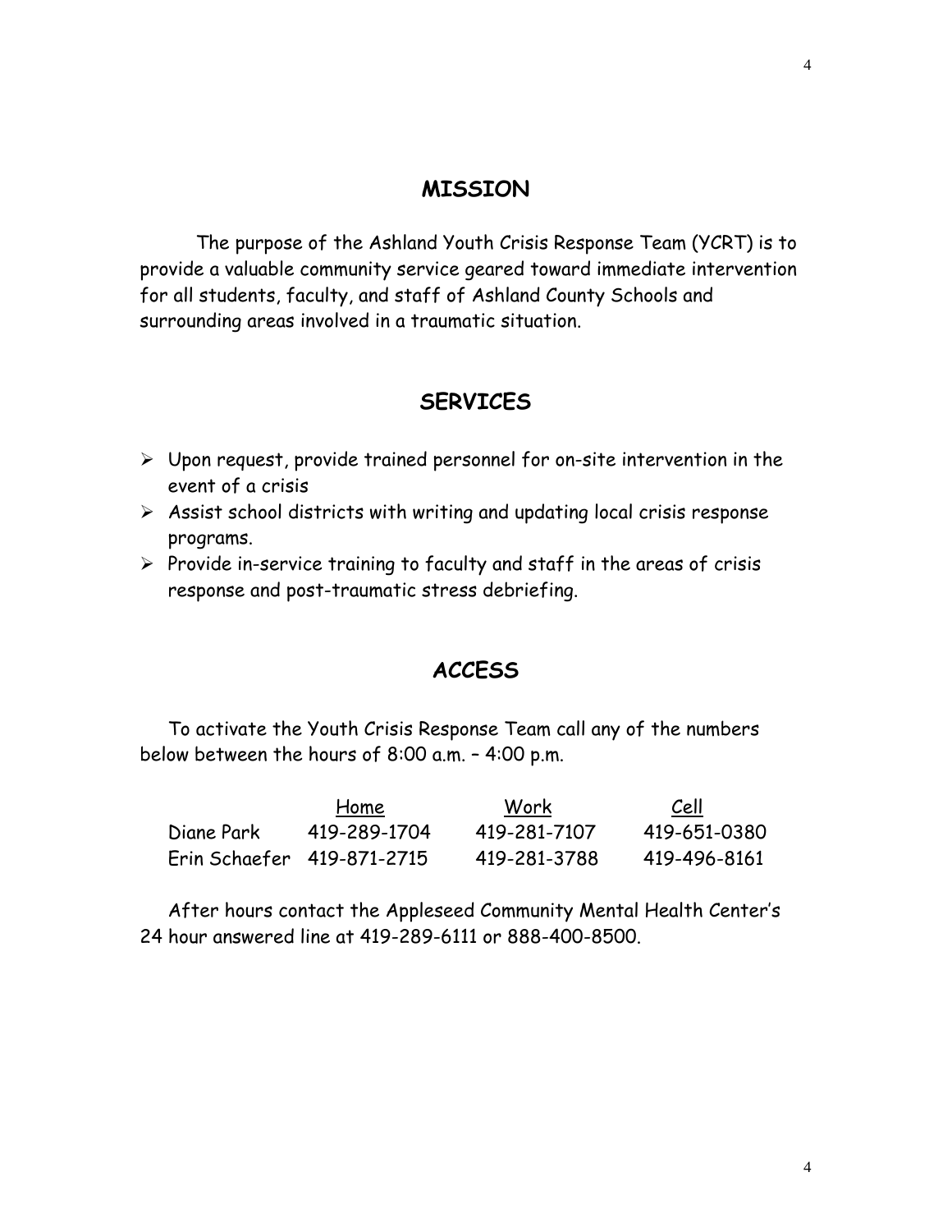## MISSION

The purpose of the Ashland Youth Crisis Response Team (YCRT) is to provide a valuable community service geared toward immediate intervention for all students, faculty, and staff of Ashland County Schools and surrounding areas involved in a traumatic situation.

## SERVICES

- Upon request, provide trained personnel for on-site intervention in the event of a crisis
- Assist school districts with writing and updating local crisis response programs.
- Provide in-service training to faculty and staff in the areas of crisis response and post-traumatic stress debriefing.

## ACCESS

To activate the Youth Crisis Response Team call any of the numbers below between the hours of 8:00 a.m. – 4:00 p.m.

| | Home | Work | Cell |
|---|---|---|---|
| Diane Park | 419-289-1704 | 419-281-7107 | 419-651-0380 |
| Erin Schaefer | 419-871-2715 | 419-281-3788 | 419-496-8161 |

After hours contact the Appleseed Community Mental Health Center's 24 hour answered line at 419-289-6111 or 888-400-8500.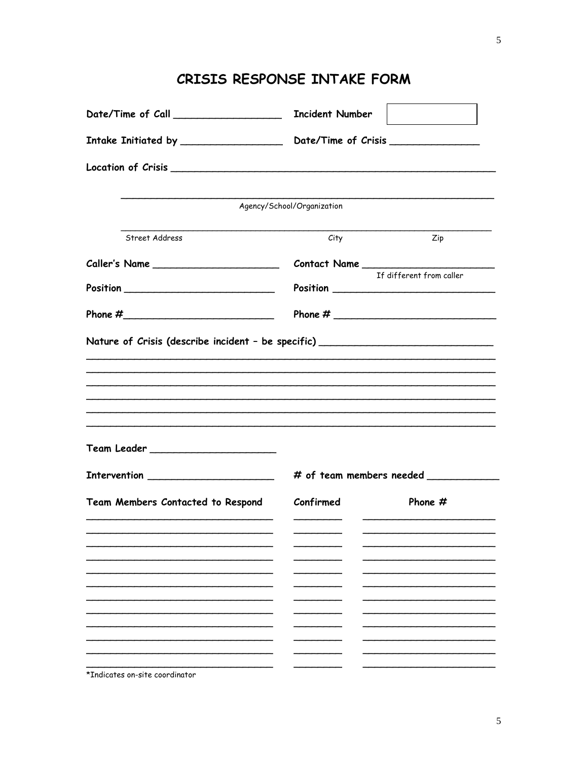# CRISIS RESPONSE INTAKE FORM

**Date/Time of Call** ____________________ **Incident Number** [ ]

**Intake Initiated by** ____________________ **Date/Time of Crisis** ________________

**Location of Crisis** ____________________________________________________________

____________________________________________________________
Agency/School/Organization

____________________________________________________________
Street Address City Zip

**Caller's Name** ________________________ **Contact Name** ________________________
If different from caller

**Position** ____________________________ **Position** ____________________________

**Phone #**____________________________ **Phone #** ____________________________

**Nature of Crisis (describe incident – be specific)** ______________________________

______________________________________________________________________

______________________________________________________________________

______________________________________________________________________

______________________________________________________________________

______________________________________________________________________

**Team Leader** ________________________

**Intervention** ________________________ **# of team members needed** ____________

| Team Members Contacted to Respond | Confirmed | Phone # |
|---|---|---|
| | | |
| | | |
| | | |
| | | |
| | | |
| | | |
| | | |
| | | |
| | | |
| | | |
| | | |
| | | |

*Indicates on-site coordinator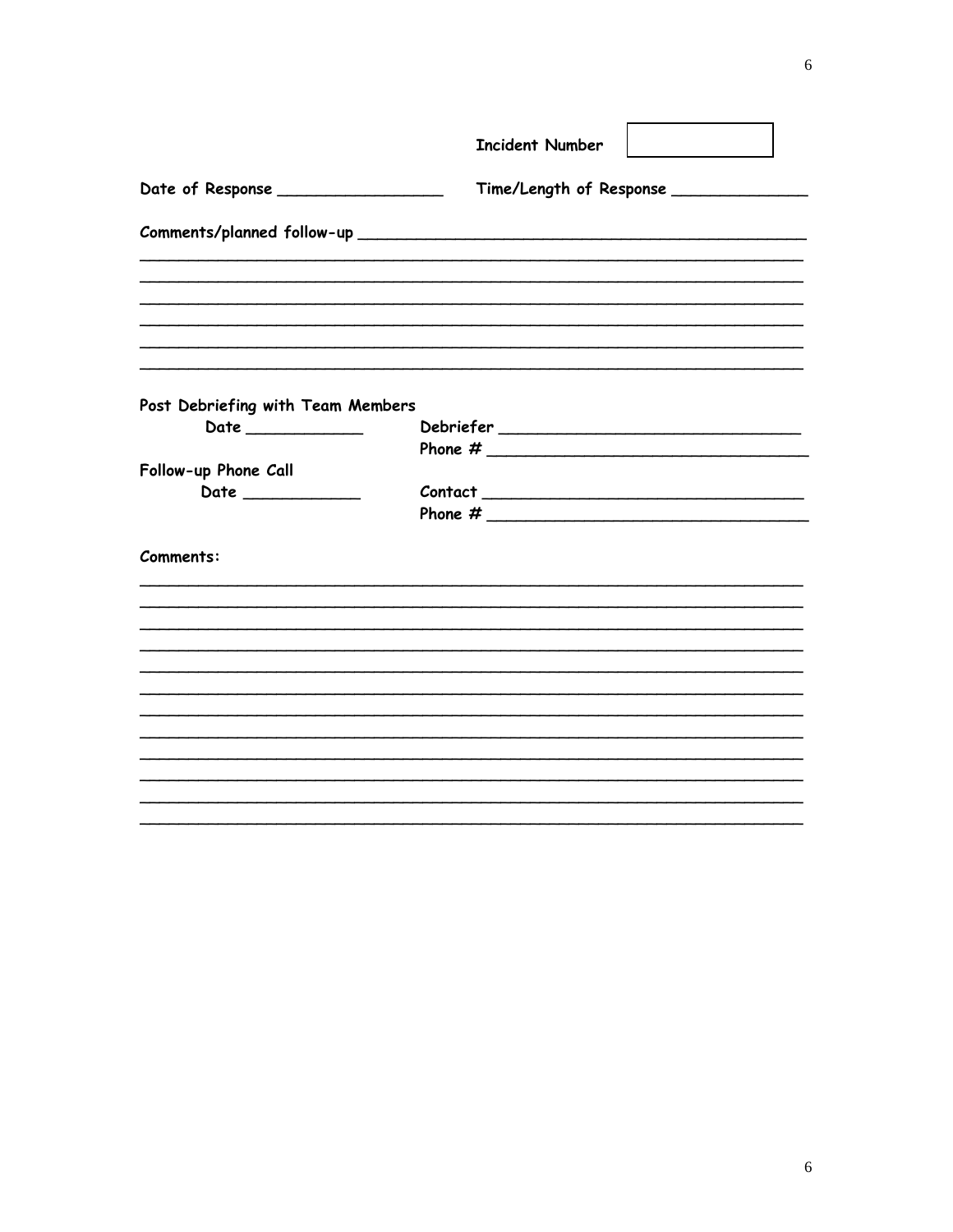Incident Number ____________

Date of Response ________________ Time/Length of Response ______________

Comments/planned follow-up ______________________________________________

_________________________________________________________________________

_________________________________________________________________________

_________________________________________________________________________

_________________________________________________________________________

_________________________________________________________________________

_________________________________________________________________________

Post Debriefing with Team Members

Date ____________ Debriefer ______________________________

Phone # ______________________________

Follow-up Phone Call

Date ____________ Contact ______________________________

Phone # ______________________________

Comments:

_________________________________________________________________________

_________________________________________________________________________

_________________________________________________________________________

_________________________________________________________________________

_________________________________________________________________________

_________________________________________________________________________

_________________________________________________________________________

_________________________________________________________________________

_________________________________________________________________________

_________________________________________________________________________

_________________________________________________________________________

_________________________________________________________________________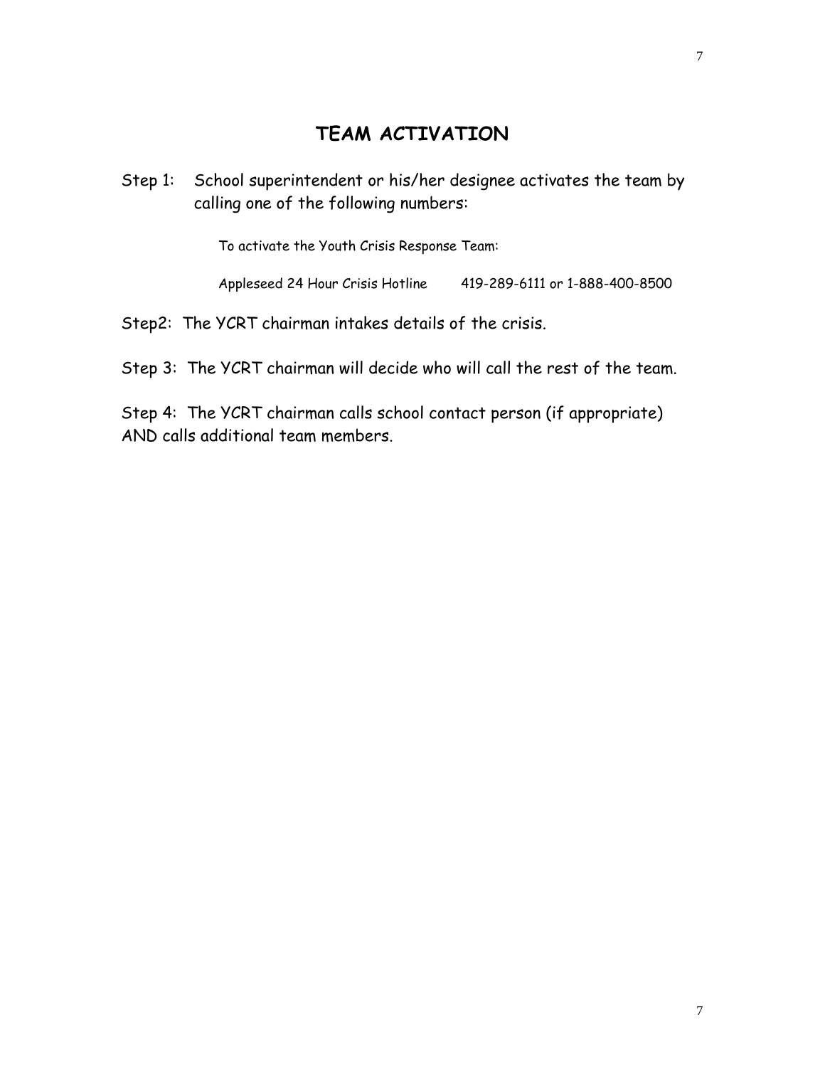# TEAM ACTIVATION

Step 1: School superintendent or his/her designee activates the team by calling one of the following numbers:

To activate the Youth Crisis Response Team:

Appleseed 24 Hour Crisis Hotline 419-289-6111 or 1-888-400-8500

Step2: The YCRT chairman intakes details of the crisis.

Step 3: The YCRT chairman will decide who will call the rest of the team.

Step 4: The YCRT chairman calls school contact person (if appropriate) AND calls additional team members.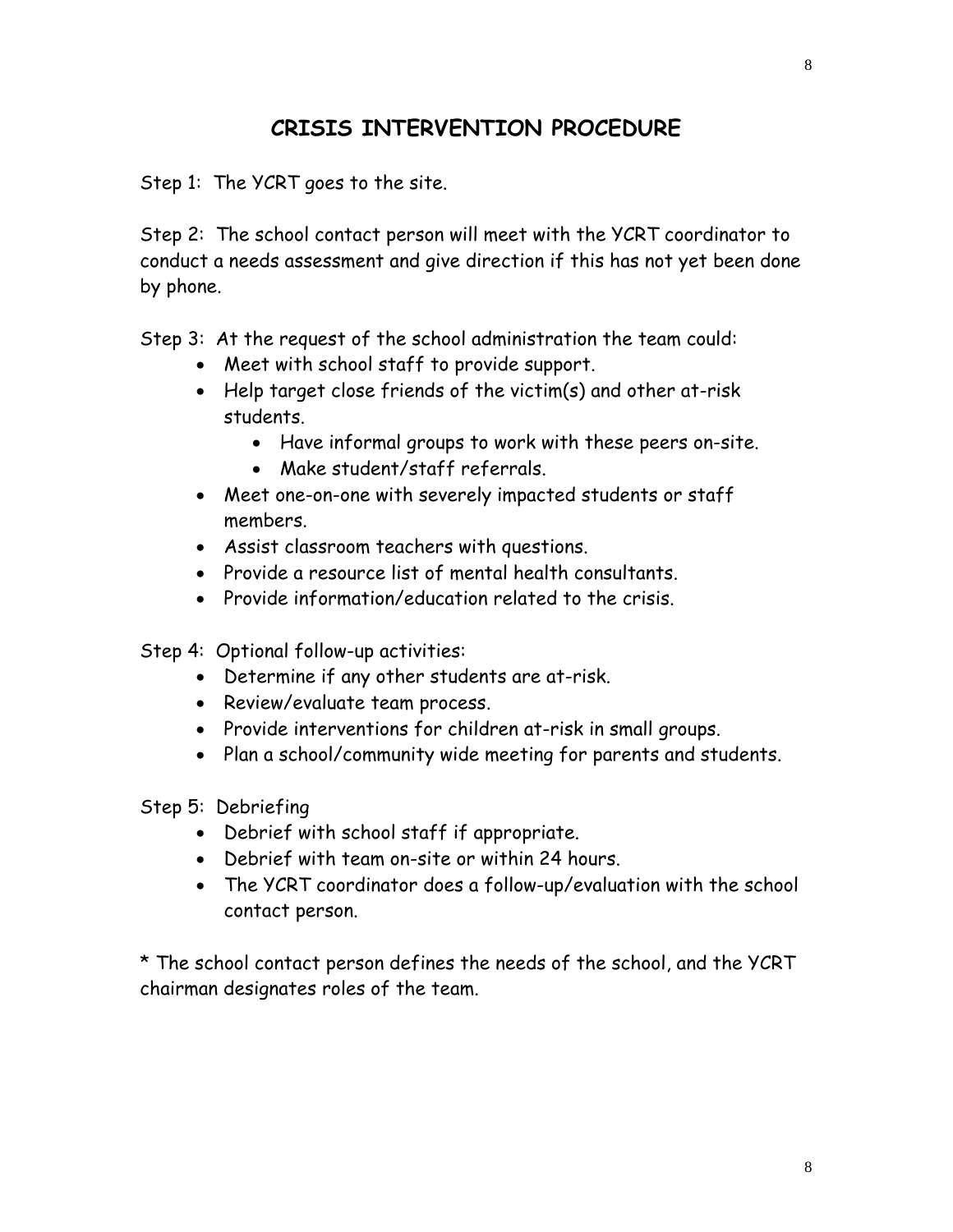# CRISIS INTERVENTION PROCEDURE

Step 1: The YCRT goes to the site.

Step 2: The school contact person will meet with the YCRT coordinator to conduct a needs assessment and give direction if this has not yet been done by phone.

Step 3: At the request of the school administration the team could:

- Meet with school staff to provide support.
- Help target close friends of the victim(s) and other at-risk students.
  - Have informal groups to work with these peers on-site.
  - Make student/staff referrals.
- Meet one-on-one with severely impacted students or staff members.
- Assist classroom teachers with questions.
- Provide a resource list of mental health consultants.
- Provide information/education related to the crisis.

Step 4: Optional follow-up activities:

- Determine if any other students are at-risk.
- Review/evaluate team process.
- Provide interventions for children at-risk in small groups.
- Plan a school/community wide meeting for parents and students.

Step 5: Debriefing

- Debrief with school staff if appropriate.
- Debrief with team on-site or within 24 hours.
- The YCRT coordinator does a follow-up/evaluation with the school contact person.

* The school contact person defines the needs of the school, and the YCRT chairman designates roles of the team.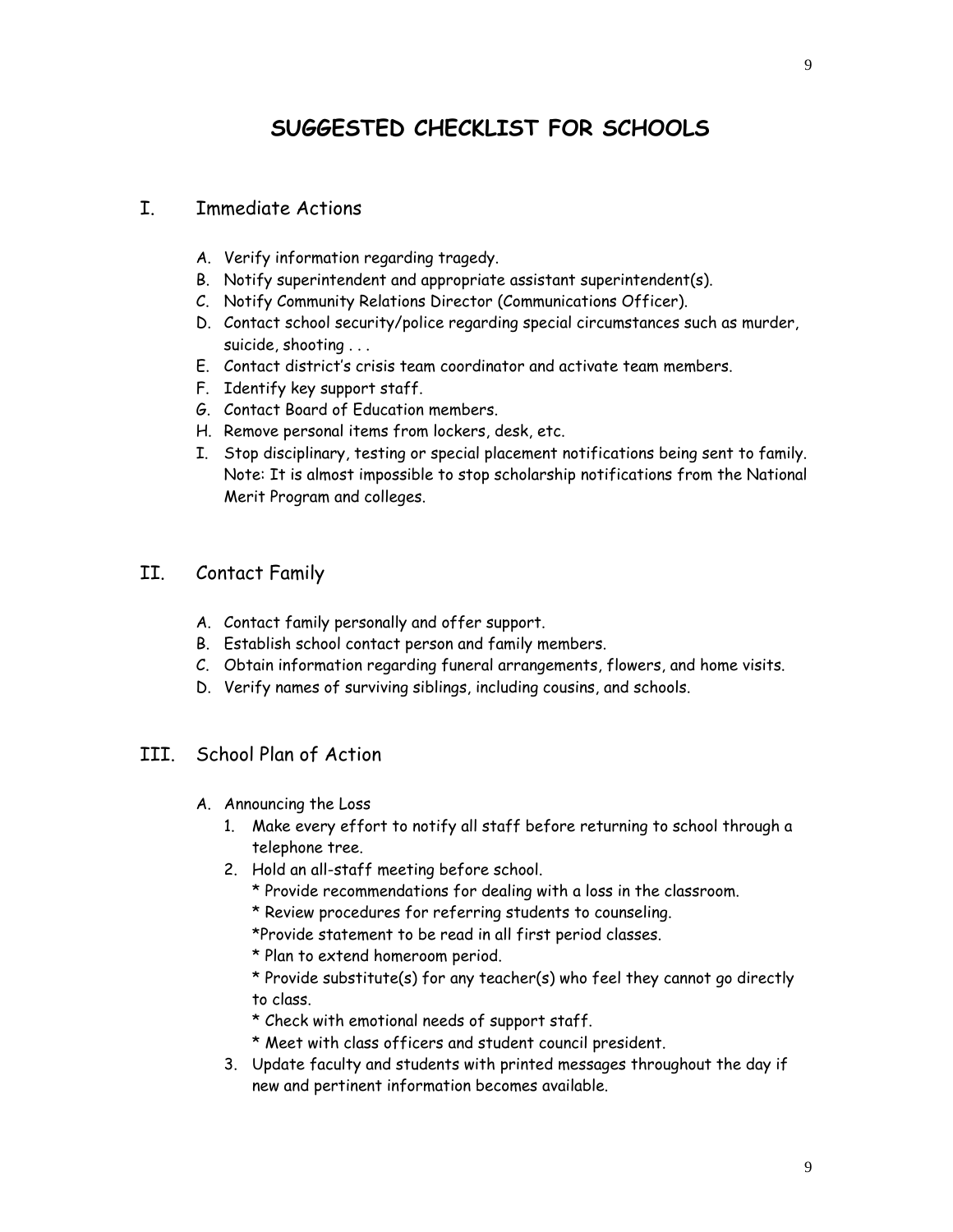# SUGGESTED CHECKLIST FOR SCHOOLS

## I. Immediate Actions

A. Verify information regarding tragedy.
B. Notify superintendent and appropriate assistant superintendent(s).
C. Notify Community Relations Director (Communications Officer).
D. Contact school security/police regarding special circumstances such as murder, suicide, shooting . . .
E. Contact district's crisis team coordinator and activate team members.
F. Identify key support staff.
G. Contact Board of Education members.
H. Remove personal items from lockers, desk, etc.
I. Stop disciplinary, testing or special placement notifications being sent to family. Note: It is almost impossible to stop scholarship notifications from the National Merit Program and colleges.

## II. Contact Family

A. Contact family personally and offer support.
B. Establish school contact person and family members.
C. Obtain information regarding funeral arrangements, flowers, and home visits.
D. Verify names of surviving siblings, including cousins, and schools.

## III. School Plan of Action

A. Announcing the Loss

1. Make every effort to notify all staff before returning to school through a telephone tree.
2. Hold an all-staff meeting before school.
   * Provide recommendations for dealing with a loss in the classroom.
   * Review procedures for referring students to counseling.
   *Provide statement to be read in all first period classes.
   * Plan to extend homeroom period.
   * Provide substitute(s) for any teacher(s) who feel they cannot go directly to class.
   * Check with emotional needs of support staff.
   * Meet with class officers and student council president.
3. Update faculty and students with printed messages throughout the day if new and pertinent information becomes available.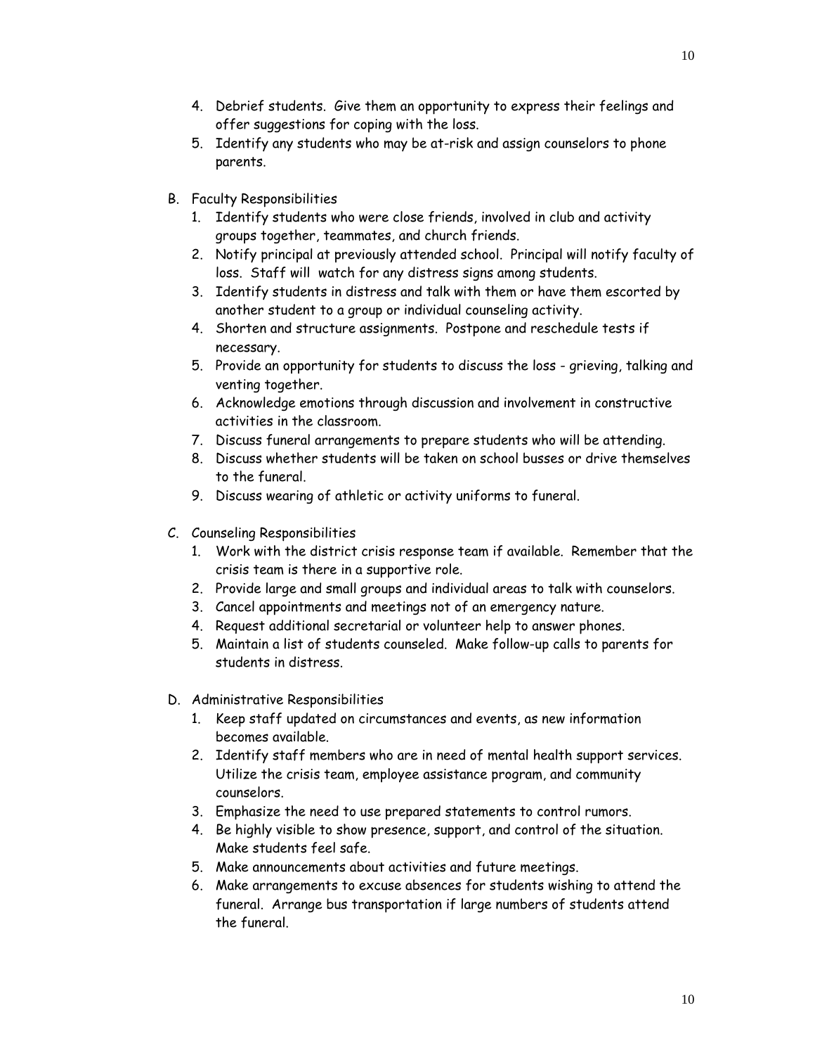4. Debrief students. Give them an opportunity to express their feelings and offer suggestions for coping with the loss.
5. Identify any students who may be at-risk and assign counselors to phone parents.

B. Faculty Responsibilities
   1. Identify students who were close friends, involved in club and activity groups together, teammates, and church friends.
   2. Notify principal at previously attended school. Principal will notify faculty of loss. Staff will watch for any distress signs among students.
   3. Identify students in distress and talk with them or have them escorted by another student to a group or individual counseling activity.
   4. Shorten and structure assignments. Postpone and reschedule tests if necessary.
   5. Provide an opportunity for students to discuss the loss - grieving, talking and venting together.
   6. Acknowledge emotions through discussion and involvement in constructive activities in the classroom.
   7. Discuss funeral arrangements to prepare students who will be attending.
   8. Discuss whether students will be taken on school busses or drive themselves to the funeral.
   9. Discuss wearing of athletic or activity uniforms to funeral.

C. Counseling Responsibilities
   1. Work with the district crisis response team if available. Remember that the crisis team is there in a supportive role.
   2. Provide large and small groups and individual areas to talk with counselors.
   3. Cancel appointments and meetings not of an emergency nature.
   4. Request additional secretarial or volunteer help to answer phones.
   5. Maintain a list of students counseled. Make follow-up calls to parents for students in distress.

D. Administrative Responsibilities
   1. Keep staff updated on circumstances and events, as new information becomes available.
   2. Identify staff members who are in need of mental health support services. Utilize the crisis team, employee assistance program, and community counselors.
   3. Emphasize the need to use prepared statements to control rumors.
   4. Be highly visible to show presence, support, and control of the situation. Make students feel safe.
   5. Make announcements about activities and future meetings.
   6. Make arrangements to excuse absences for students wishing to attend the funeral. Arrange bus transportation if large numbers of students attend the funeral.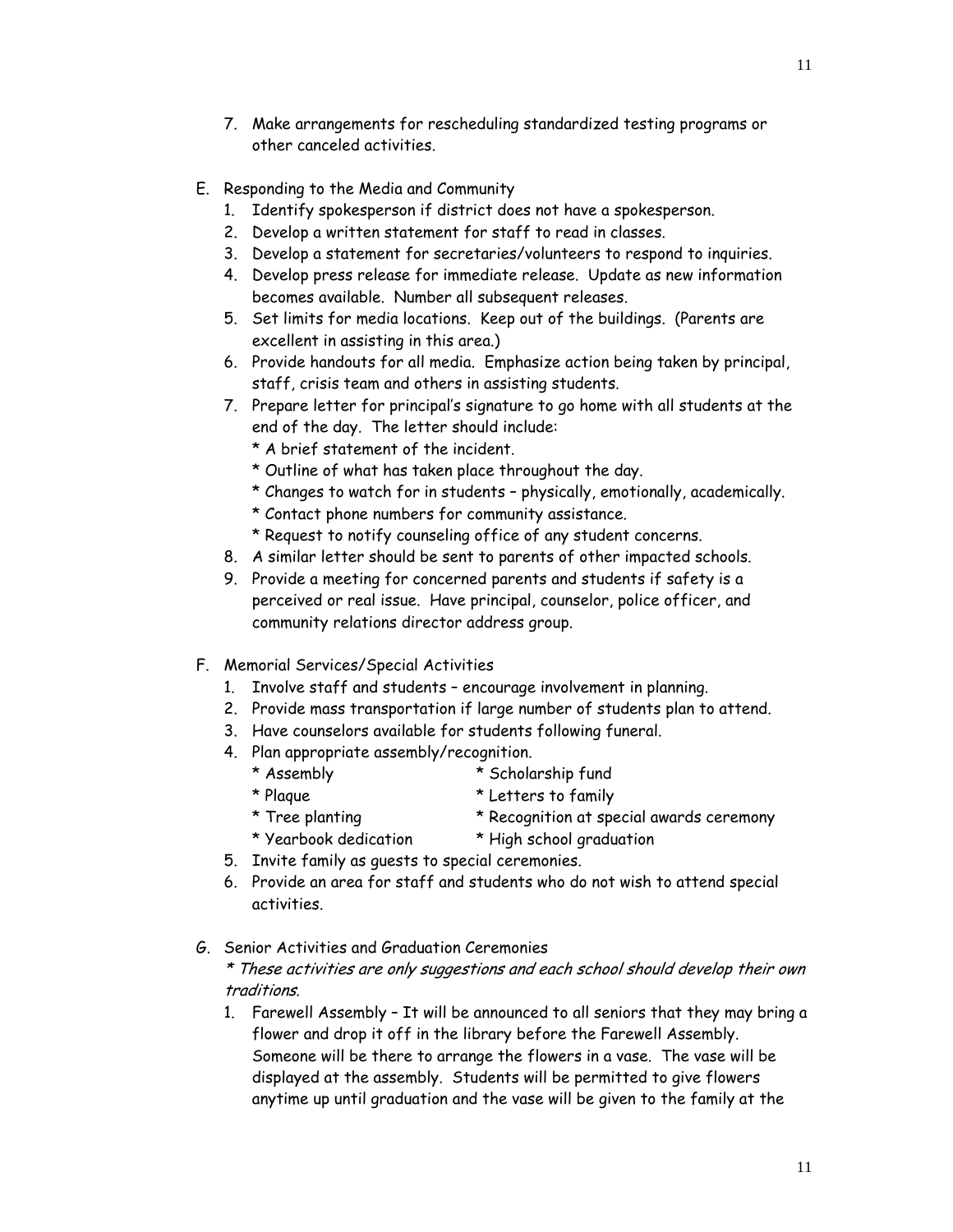7. Make arrangements for rescheduling standardized testing programs or other canceled activities.

E. Responding to the Media and Community
   1. Identify spokesperson if district does not have a spokesperson.
   2. Develop a written statement for staff to read in classes.
   3. Develop a statement for secretaries/volunteers to respond to inquiries.
   4. Develop press release for immediate release. Update as new information becomes available. Number all subsequent releases.
   5. Set limits for media locations. Keep out of the buildings. (Parents are excellent in assisting in this area.)
   6. Provide handouts for all media. Emphasize action being taken by principal, staff, crisis team and others in assisting students.
   7. Prepare letter for principal's signature to go home with all students at the end of the day. The letter should include:
      * A brief statement of the incident.
      * Outline of what has taken place throughout the day.
      * Changes to watch for in students – physically, emotionally, academically.
      * Contact phone numbers for community assistance.
      * Request to notify counseling office of any student concerns.
   8. A similar letter should be sent to parents of other impacted schools.
   9. Provide a meeting for concerned parents and students if safety is a perceived or real issue. Have principal, counselor, police officer, and community relations director address group.

F. Memorial Services/Special Activities
   1. Involve staff and students – encourage involvement in planning.
   2. Provide mass transportation if large number of students plan to attend.
   3. Have counselors available for students following funeral.
   4. Plan appropriate assembly/recognition.
      * Assembly
      * Scholarship fund
      * Plaque
      * Letters to family
      * Tree planting
      * Recognition at special awards ceremony
      * Yearbook dedication
      * High school graduation
   5. Invite family as guests to special ceremonies.
   6. Provide an area for staff and students who do not wish to attend special activities.

G. Senior Activities and Graduation Ceremonies
   *\* These activities are only suggestions and each school should develop their own traditions.*
   1. Farewell Assembly – It will be announced to all seniors that they may bring a flower and drop it off in the library before the Farewell Assembly. Someone will be there to arrange the flowers in a vase. The vase will be displayed at the assembly. Students will be permitted to give flowers anytime up until graduation and the vase will be given to the family at the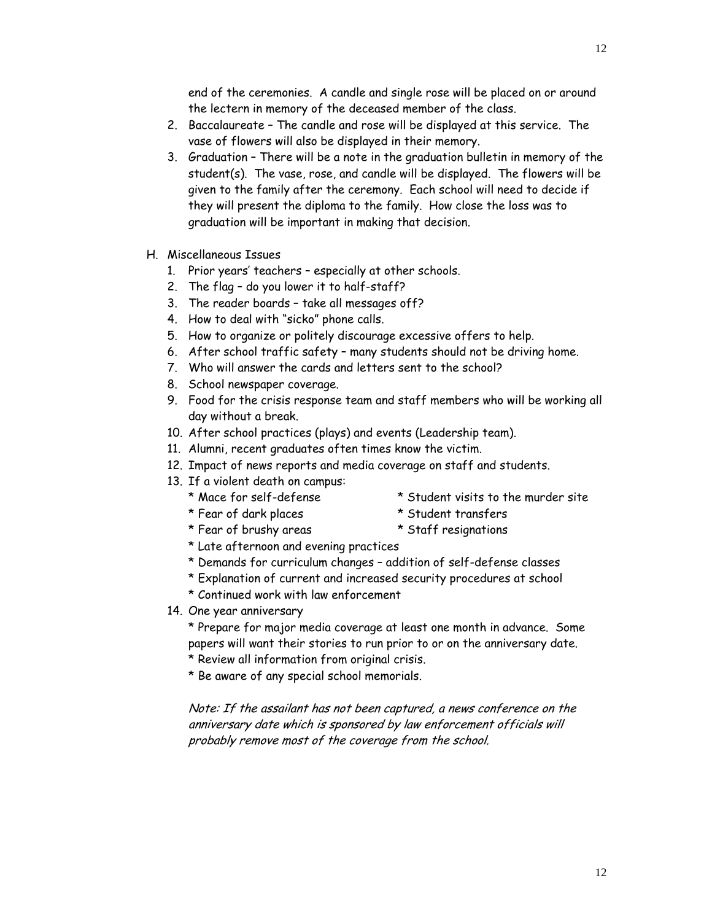end of the ceremonies. A candle and single rose will be placed on or around the lectern in memory of the deceased member of the class.

2. Baccalaureate – The candle and rose will be displayed at this service. The vase of flowers will also be displayed in their memory.
3. Graduation – There will be a note in the graduation bulletin in memory of the student(s). The vase, rose, and candle will be displayed. The flowers will be given to the family after the ceremony. Each school will need to decide if they will present the diploma to the family. How close the loss was to graduation will be important in making that decision.

H. Miscellaneous Issues

1. Prior years' teachers – especially at other schools.
2. The flag – do you lower it to half-staff?
3. The reader boards – take all messages off?
4. How to deal with "sicko" phone calls.
5. How to organize or politely discourage excessive offers to help.
6. After school traffic safety – many students should not be driving home.
7. Who will answer the cards and letters sent to the school?
8. School newspaper coverage.
9. Food for the crisis response team and staff members who will be working all day without a break.
10. After school practices (plays) and events (Leadership team).
11. Alumni, recent graduates often times know the victim.
12. Impact of news reports and media coverage on staff and students.
13. If a violent death on campus:
    * Mace for self-defense
    * Student visits to the murder site
    * Fear of dark places
    * Student transfers
    * Fear of brushy areas
    * Staff resignations
    * Late afternoon and evening practices
    * Demands for curriculum changes – addition of self-defense classes
    * Explanation of current and increased security procedures at school
    * Continued work with law enforcement
14. One year anniversary
    * Prepare for major media coverage at least one month in advance. Some papers will want their stories to run prior to or on the anniversary date.
    * Review all information from original crisis.
    * Be aware of any special school memorials.

    *Note: If the assailant has not been captured, a news conference on the anniversary date which is sponsored by law enforcement officials will probably remove most of the coverage from the school.*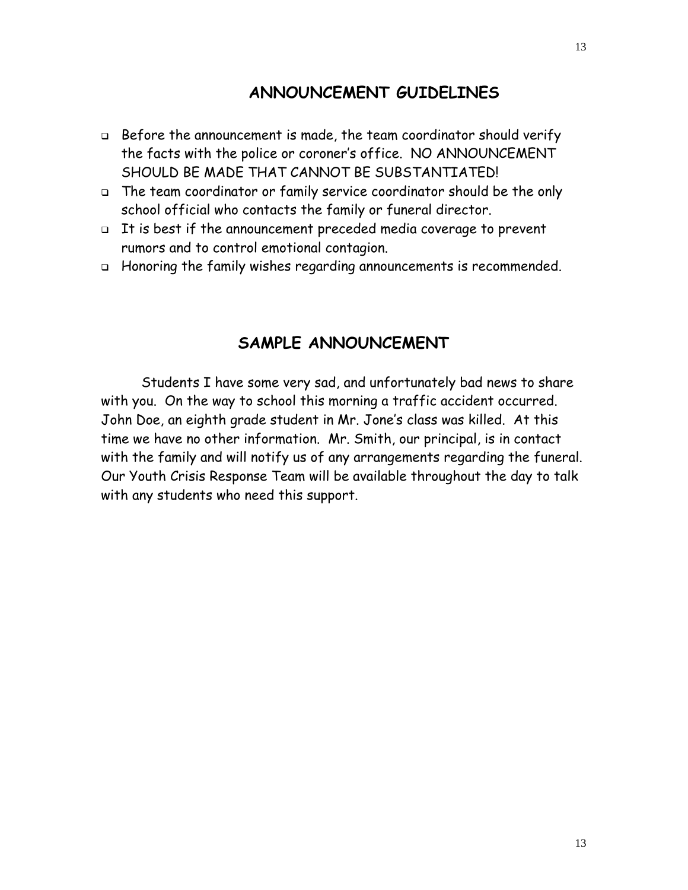## ANNOUNCEMENT GUIDELINES

- Before the announcement is made, the team coordinator should verify the facts with the police or coroner's office. NO ANNOUNCEMENT SHOULD BE MADE THAT CANNOT BE SUBSTANTIATED!
- The team coordinator or family service coordinator should be the only school official who contacts the family or funeral director.
- It is best if the announcement preceded media coverage to prevent rumors and to control emotional contagion.
- Honoring the family wishes regarding announcements is recommended.

## SAMPLE ANNOUNCEMENT

Students I have some very sad, and unfortunately bad news to share with you. On the way to school this morning a traffic accident occurred. John Doe, an eighth grade student in Mr. Jone's class was killed. At this time we have no other information. Mr. Smith, our principal, is in contact with the family and will notify us of any arrangements regarding the funeral. Our Youth Crisis Response Team will be available throughout the day to talk with any students who need this support.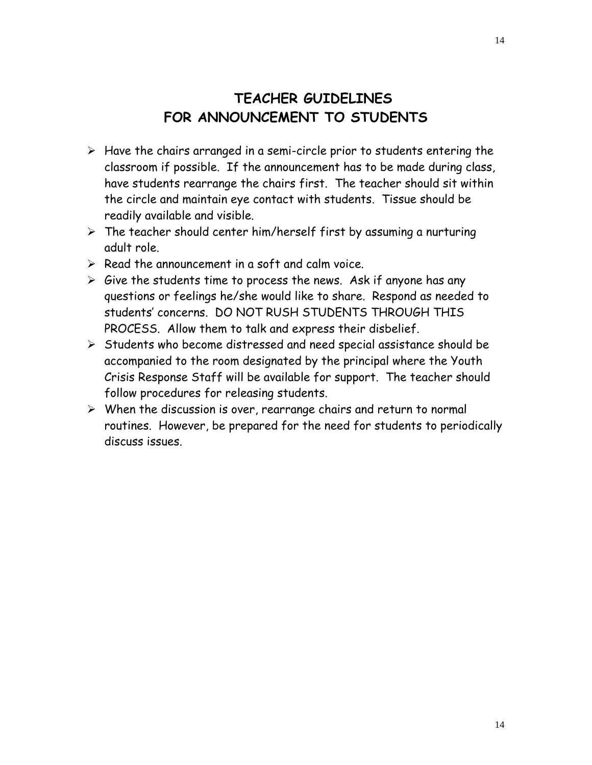# TEACHER GUIDELINES
# FOR ANNOUNCEMENT TO STUDENTS

- Have the chairs arranged in a semi-circle prior to students entering the classroom if possible. If the announcement has to be made during class, have students rearrange the chairs first. The teacher should sit within the circle and maintain eye contact with students. Tissue should be readily available and visible.
- The teacher should center him/herself first by assuming a nurturing adult role.
- Read the announcement in a soft and calm voice.
- Give the students time to process the news. Ask if anyone has any questions or feelings he/she would like to share. Respond as needed to students' concerns. DO NOT RUSH STUDENTS THROUGH THIS PROCESS. Allow them to talk and express their disbelief.
- Students who become distressed and need special assistance should be accompanied to the room designated by the principal where the Youth Crisis Response Staff will be available for support. The teacher should follow procedures for releasing students.
- When the discussion is over, rearrange chairs and return to normal routines. However, be prepared for the need for students to periodically discuss issues.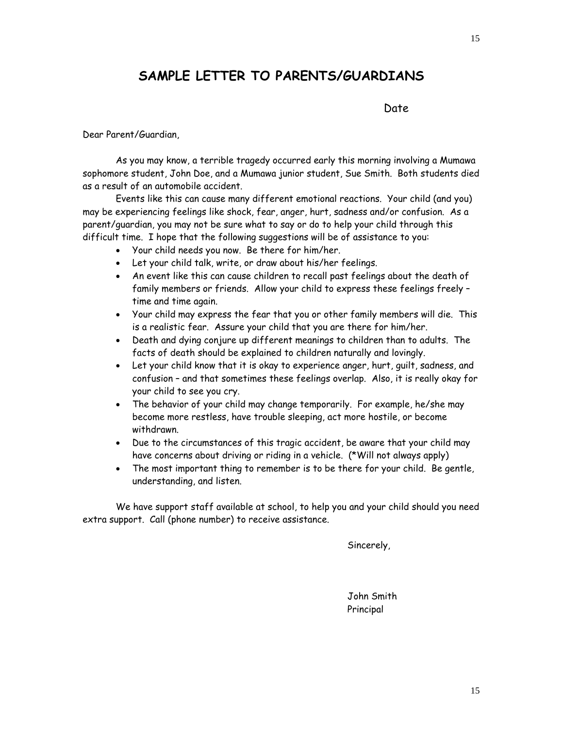# SAMPLE LETTER TO PARENTS/GUARDIANS

Date

Dear Parent/Guardian,

As you may know, a terrible tragedy occurred early this morning involving a Mumawa sophomore student, John Doe, and a Mumawa junior student, Sue Smith. Both students died as a result of an automobile accident.

Events like this can cause many different emotional reactions. Your child (and you) may be experiencing feelings like shock, fear, anger, hurt, sadness and/or confusion. As a parent/guardian, you may not be sure what to say or do to help your child through this difficult time. I hope that the following suggestions will be of assistance to you:

- Your child needs you now. Be there for him/her.
- Let your child talk, write, or draw about his/her feelings.
- An event like this can cause children to recall past feelings about the death of family members or friends. Allow your child to express these feelings freely – time and time again.
- Your child may express the fear that you or other family members will die. This is a realistic fear. Assure your child that you are there for him/her.
- Death and dying conjure up different meanings to children than to adults. The facts of death should be explained to children naturally and lovingly.
- Let your child know that it is okay to experience anger, hurt, guilt, sadness, and confusion – and that sometimes these feelings overlap. Also, it is really okay for your child to see you cry.
- The behavior of your child may change temporarily. For example, he/she may become more restless, have trouble sleeping, act more hostile, or become withdrawn.
- Due to the circumstances of this tragic accident, be aware that your child may have concerns about driving or riding in a vehicle. (*Will not always apply)
- The most important thing to remember is to be there for your child. Be gentle, understanding, and listen.

We have support staff available at school, to help you and your child should you need extra support. Call (phone number) to receive assistance.

Sincerely,

John Smith
Principal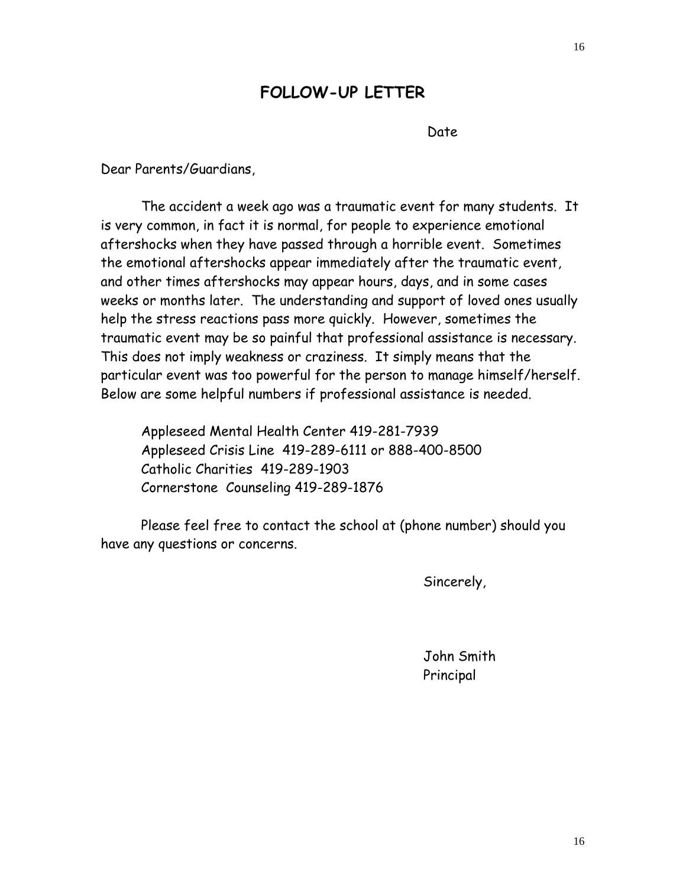# FOLLOW-UP LETTER

Date

Dear Parents/Guardians,

The accident a week ago was a traumatic event for many students. It is very common, in fact it is normal, for people to experience emotional aftershocks when they have passed through a horrible event. Sometimes the emotional aftershocks appear immediately after the traumatic event, and other times aftershocks may appear hours, days, and in some cases weeks or months later. The understanding and support of loved ones usually help the stress reactions pass more quickly. However, sometimes the traumatic event may be so painful that professional assistance is necessary. This does not imply weakness or craziness. It simply means that the particular event was too powerful for the person to manage himself/herself. Below are some helpful numbers if professional assistance is needed.

Appleseed Mental Health Center 419-281-7939
Appleseed Crisis Line 419-289-6111 or 888-400-8500
Catholic Charities 419-289-1903
Cornerstone Counseling 419-289-1876

Please feel free to contact the school at (phone number) should you have any questions or concerns.

Sincerely,

John Smith
Principal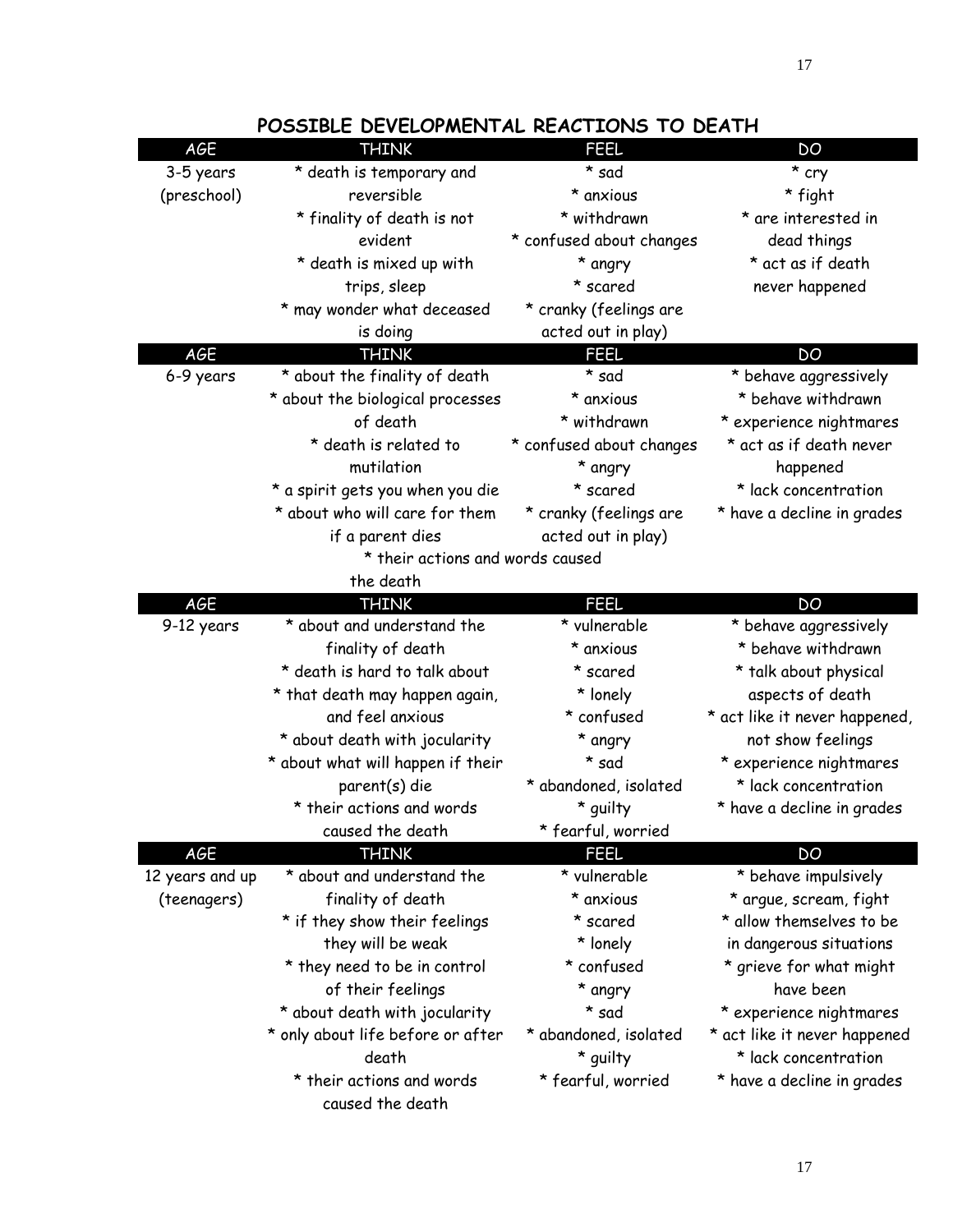## POSSIBLE DEVELOPMENTAL REACTIONS TO DEATH

| AGE | THINK | FEEL | DO |
|---|---|---|---|
| 3-5 years (preschool) | * death is temporary and reversible<br>* finality of death is not evident<br>* death is mixed up with trips, sleep<br>* may wonder what deceased is doing | * sad<br>* anxious<br>* withdrawn<br>* confused about changes<br>* angry<br>* scared<br>* cranky (feelings are acted out in play) | * cry<br>* fight<br>* are interested in dead things<br>* act as if death never happened |
| **AGE** | **THINK** | **FEEL** | **DO** |
| 6-9 years | * about the finality of death<br>* about the biological processes of death<br>* death is related to mutilation<br>* a spirit gets you when you die<br>* about who will care for them if a parent dies<br>* their actions and words caused the death | * sad<br>* anxious<br>* withdrawn<br>* confused about changes<br>* angry<br>* scared<br>* cranky (feelings are acted out in play) | * behave aggressively<br>* behave withdrawn<br>* experience nightmares<br>* act as if death never happened<br>* lack concentration<br>* have a decline in grades |
| **AGE** | **THINK** | **FEEL** | **DO** |
| 9-12 years | * about and understand the finality of death<br>* death is hard to talk about<br>* that death may happen again, and feel anxious<br>* about death with jocularity<br>* about what will happen if their parent(s) die<br>* their actions and words caused the death | * vulnerable<br>* anxious<br>* scared<br>* lonely<br>* confused<br>* angry<br>* sad<br>* abandoned, isolated<br>* guilty<br>* fearful, worried | * behave aggressively<br>* behave withdrawn<br>* talk about physical aspects of death<br>* act like it never happened, not show feelings<br>* experience nightmares<br>* lack concentration<br>* have a decline in grades |
| **AGE** | **THINK** | **FEEL** | **DO** |
| 12 years and up (teenagers) | * about and understand the finality of death<br>* if they show their feelings they will be weak<br>* they need to be in control of their feelings<br>* about death with jocularity<br>* only about life before or after death<br>* their actions and words caused the death | * vulnerable<br>* anxious<br>* scared<br>* lonely<br>* confused<br>* angry<br>* sad<br>* abandoned, isolated<br>* guilty<br>* fearful, worried | * behave impulsively<br>* argue, scream, fight<br>* allow themselves to be in dangerous situations<br>* grieve for what might have been<br>* experience nightmares<br>* act like it never happened<br>* lack concentration<br>* have a decline in grades |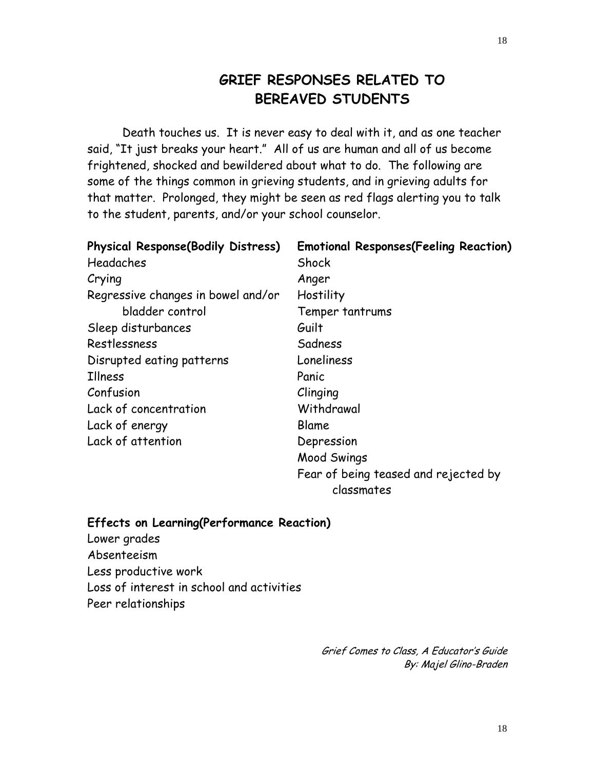# GRIEF RESPONSES RELATED TO BEREAVED STUDENTS

Death touches us. It is never easy to deal with it, and as one teacher said, "It just breaks your heart." All of us are human and all of us become frightened, shocked and bewildered about what to do. The following are some of the things common in grieving students, and in grieving adults for that matter. Prolonged, they might be seen as red flags alerting you to talk to the student, parents, and/or your school counselor.

**Physical Response(Bodily Distress)**

Headaches
Crying
Regressive changes in bowel and/or bladder control
Sleep disturbances
Restlessness
Disrupted eating patterns
Illness
Confusion
Lack of concentration
Lack of energy
Lack of attention

**Emotional Responses(Feeling Reaction)**

Shock
Anger
Hostility
Temper tantrums
Guilt
Sadness
Loneliness
Panic
Clinging
Withdrawal
Blame
Depression
Mood Swings
Fear of being teased and rejected by classmates

**Effects on Learning(Performance Reaction)**

Lower grades
Absenteeism
Less productive work
Loss of interest in school and activities
Peer relationships

*Grief Comes to Class, A Educator's Guide*
*By: Majel Glino-Braden*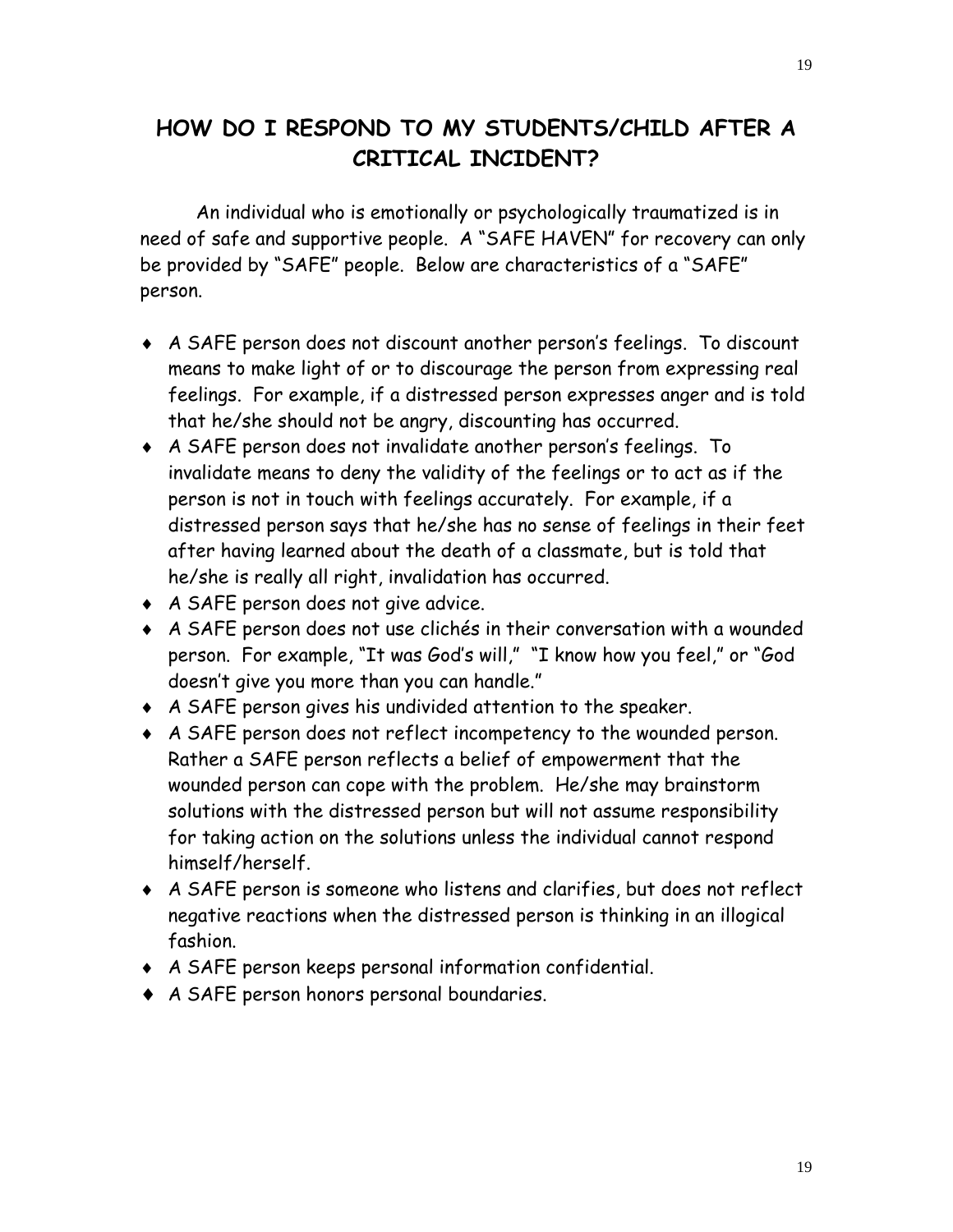# HOW DO I RESPOND TO MY STUDENTS/CHILD AFTER A CRITICAL INCIDENT?

An individual who is emotionally or psychologically traumatized is in need of safe and supportive people. A "SAFE HAVEN" for recovery can only be provided by "SAFE" people. Below are characteristics of a "SAFE" person.

- A SAFE person does not discount another person's feelings. To discount means to make light of or to discourage the person from expressing real feelings. For example, if a distressed person expresses anger and is told that he/she should not be angry, discounting has occurred.
- A SAFE person does not invalidate another person's feelings. To invalidate means to deny the validity of the feelings or to act as if the person is not in touch with feelings accurately. For example, if a distressed person says that he/she has no sense of feelings in their feet after having learned about the death of a classmate, but is told that he/she is really all right, invalidation has occurred.
- A SAFE person does not give advice.
- A SAFE person does not use clichés in their conversation with a wounded person. For example, "It was God's will," "I know how you feel," or "God doesn't give you more than you can handle."
- A SAFE person gives his undivided attention to the speaker.
- A SAFE person does not reflect incompetency to the wounded person. Rather a SAFE person reflects a belief of empowerment that the wounded person can cope with the problem. He/she may brainstorm solutions with the distressed person but will not assume responsibility for taking action on the solutions unless the individual cannot respond himself/herself.
- A SAFE person is someone who listens and clarifies, but does not reflect negative reactions when the distressed person is thinking in an illogical fashion.
- A SAFE person keeps personal information confidential.
- A SAFE person honors personal boundaries.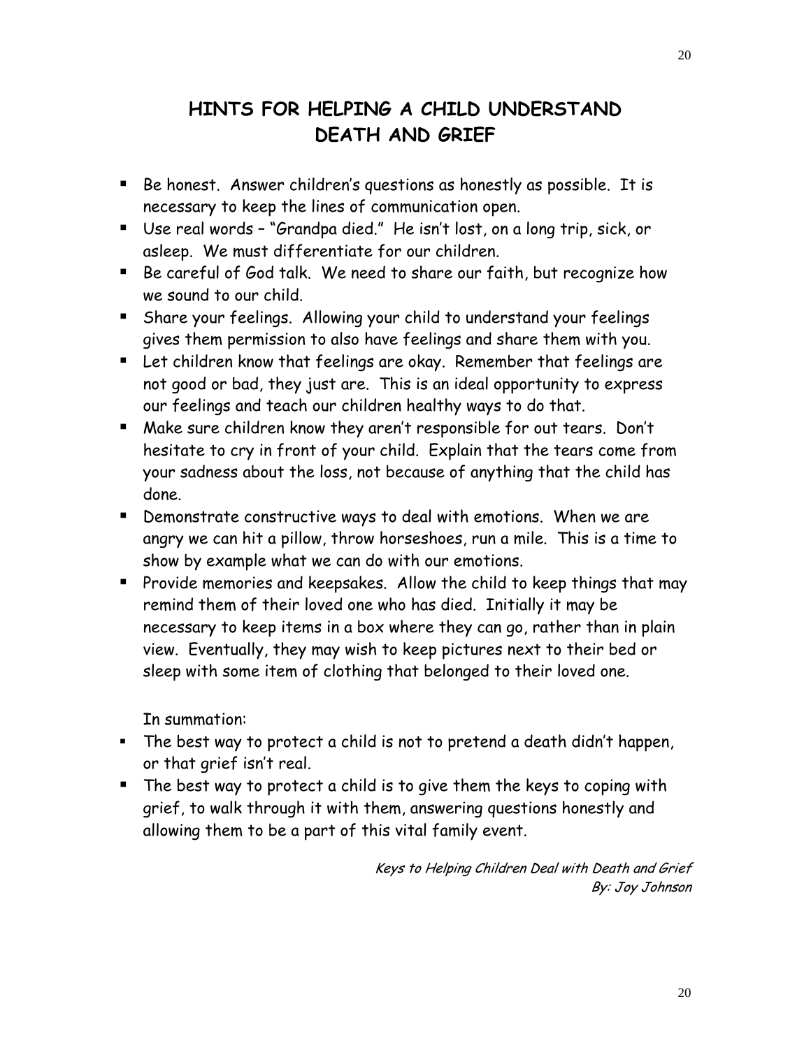# HINTS FOR HELPING A CHILD UNDERSTAND DEATH AND GRIEF

- Be honest. Answer children's questions as honestly as possible. It is necessary to keep the lines of communication open.
- Use real words – "Grandpa died." He isn't lost, on a long trip, sick, or asleep. We must differentiate for our children.
- Be careful of God talk. We need to share our faith, but recognize how we sound to our child.
- Share your feelings. Allowing your child to understand your feelings gives them permission to also have feelings and share them with you.
- Let children know that feelings are okay. Remember that feelings are not good or bad, they just are. This is an ideal opportunity to express our feelings and teach our children healthy ways to do that.
- Make sure children know they aren't responsible for out tears. Don't hesitate to cry in front of your child. Explain that the tears come from your sadness about the loss, not because of anything that the child has done.
- Demonstrate constructive ways to deal with emotions. When we are angry we can hit a pillow, throw horseshoes, run a mile. This is a time to show by example what we can do with our emotions.
- Provide memories and keepsakes. Allow the child to keep things that may remind them of their loved one who has died. Initially it may be necessary to keep items in a box where they can go, rather than in plain view. Eventually, they may wish to keep pictures next to their bed or sleep with some item of clothing that belonged to their loved one.

In summation:

- The best way to protect a child is not to pretend a death didn't happen, or that grief isn't real.
- The best way to protect a child is to give them the keys to coping with grief, to walk through it with them, answering questions honestly and allowing them to be a part of this vital family event.

*Keys to Helping Children Deal with Death and Grief*
*By: Joy Johnson*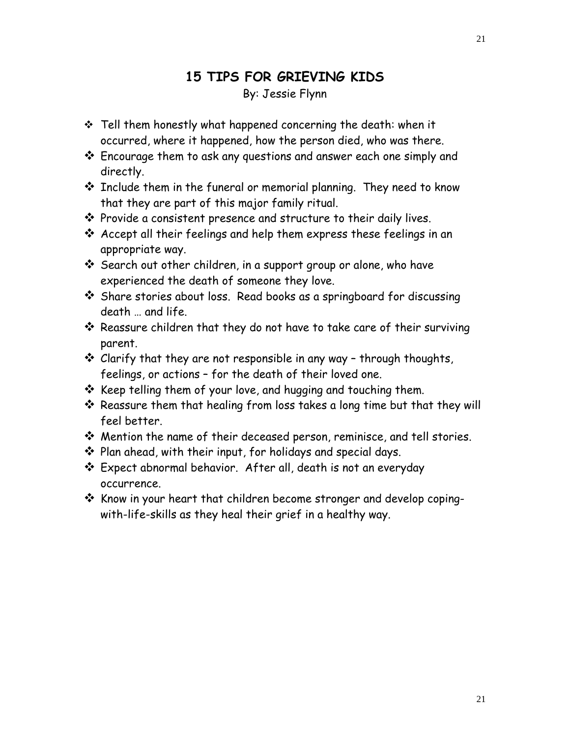# 15 TIPS FOR GRIEVING KIDS

By: Jessie Flynn

- Tell them honestly what happened concerning the death: when it occurred, where it happened, how the person died, who was there.
- Encourage them to ask any questions and answer each one simply and directly.
- Include them in the funeral or memorial planning. They need to know that they are part of this major family ritual.
- Provide a consistent presence and structure to their daily lives.
- Accept all their feelings and help them express these feelings in an appropriate way.
- Search out other children, in a support group or alone, who have experienced the death of someone they love.
- Share stories about loss. Read books as a springboard for discussing death … and life.
- Reassure children that they do not have to take care of their surviving parent.
- Clarify that they are not responsible in any way – through thoughts, feelings, or actions – for the death of their loved one.
- Keep telling them of your love, and hugging and touching them.
- Reassure them that healing from loss takes a long time but that they will feel better.
- Mention the name of their deceased person, reminisce, and tell stories.
- Plan ahead, with their input, for holidays and special days.
- Expect abnormal behavior. After all, death is not an everyday occurrence.
- Know in your heart that children become stronger and develop coping-with-life-skills as they heal their grief in a healthy way.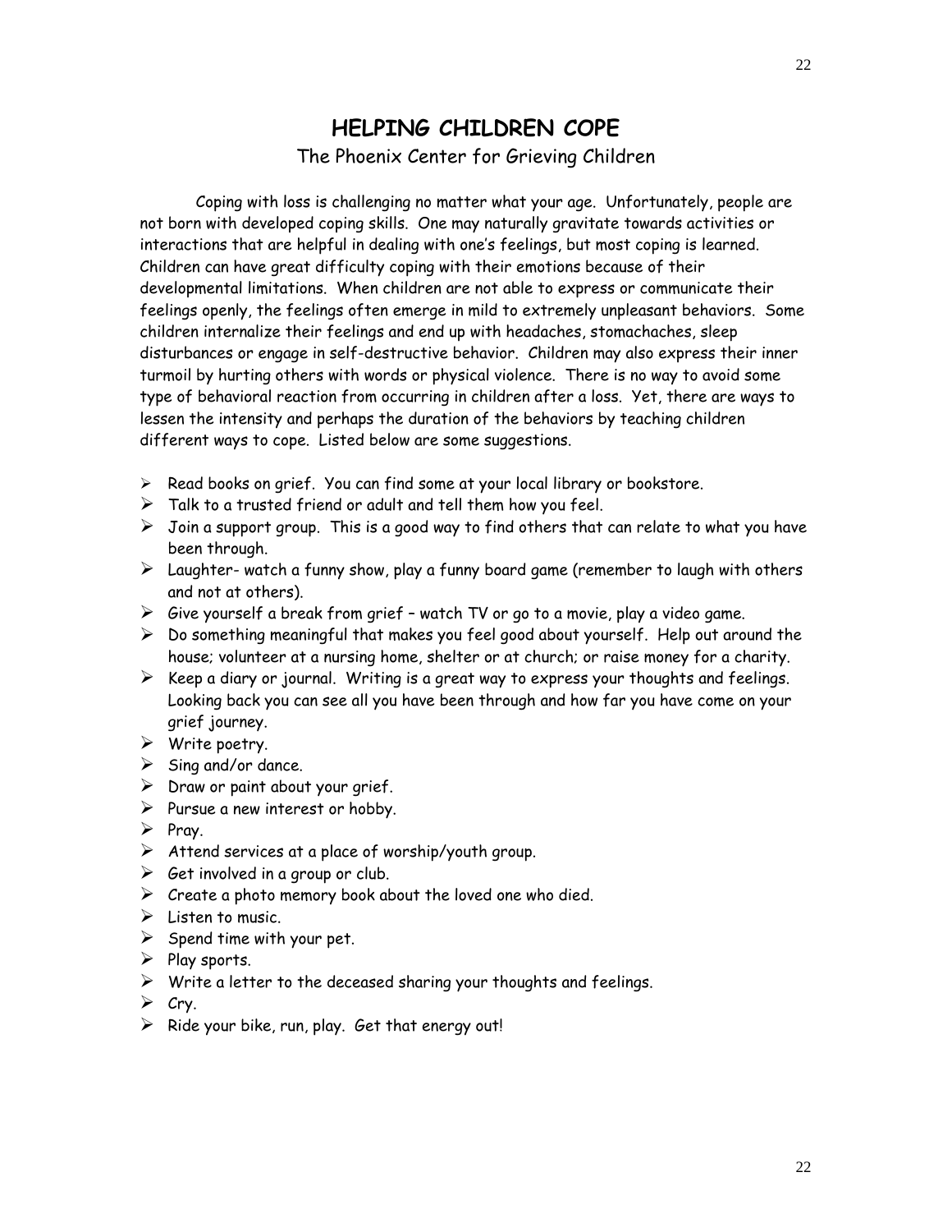# HELPING CHILDREN COPE

The Phoenix Center for Grieving Children

Coping with loss is challenging no matter what your age. Unfortunately, people are not born with developed coping skills. One may naturally gravitate towards activities or interactions that are helpful in dealing with one's feelings, but most coping is learned. Children can have great difficulty coping with their emotions because of their developmental limitations. When children are not able to express or communicate their feelings openly, the feelings often emerge in mild to extremely unpleasant behaviors. Some children internalize their feelings and end up with headaches, stomachaches, sleep disturbances or engage in self-destructive behavior. Children may also express their inner turmoil by hurting others with words or physical violence. There is no way to avoid some type of behavioral reaction from occurring in children after a loss. Yet, there are ways to lessen the intensity and perhaps the duration of the behaviors by teaching children different ways to cope. Listed below are some suggestions.

- Read books on grief. You can find some at your local library or bookstore.
- Talk to a trusted friend or adult and tell them how you feel.
- Join a support group. This is a good way to find others that can relate to what you have been through.
- Laughter- watch a funny show, play a funny board game (remember to laugh with others and not at others).
- Give yourself a break from grief – watch TV or go to a movie, play a video game.
- Do something meaningful that makes you feel good about yourself. Help out around the house; volunteer at a nursing home, shelter or at church; or raise money for a charity.
- Keep a diary or journal. Writing is a great way to express your thoughts and feelings. Looking back you can see all you have been through and how far you have come on your grief journey.
- Write poetry.
- Sing and/or dance.
- Draw or paint about your grief.
- Pursue a new interest or hobby.
- Pray.
- Attend services at a place of worship/youth group.
- Get involved in a group or club.
- Create a photo memory book about the loved one who died.
- Listen to music.
- Spend time with your pet.
- Play sports.
- Write a letter to the deceased sharing your thoughts and feelings.
- Cry.
- Ride your bike, run, play. Get that energy out!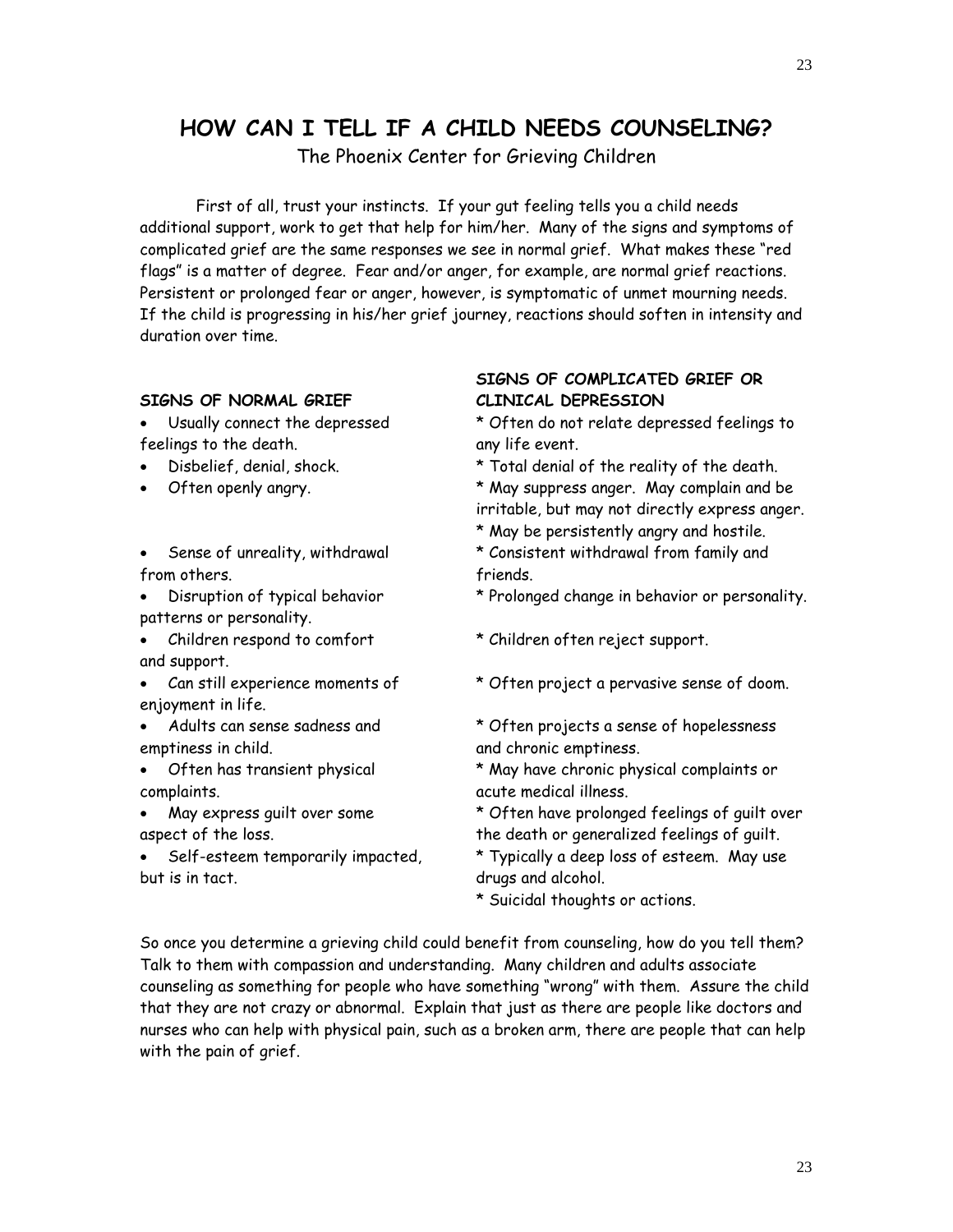# HOW CAN I TELL IF A CHILD NEEDS COUNSELING?

The Phoenix Center for Grieving Children

First of all, trust your instincts. If your gut feeling tells you a child needs additional support, work to get that help for him/her. Many of the signs and symptoms of complicated grief are the same responses we see in normal grief. What makes these "red flags" is a matter of degree. Fear and/or anger, for example, are normal grief reactions. Persistent or prolonged fear or anger, however, is symptomatic of unmet mourning needs. If the child is progressing in his/her grief journey, reactions should soften in intensity and duration over time.

| **SIGNS OF NORMAL GRIEF** | **SIGNS OF COMPLICATED GRIEF OR CLINICAL DEPRESSION** |
| --- | --- |
| • Usually connect the depressed feelings to the death. | * Often do not relate depressed feelings to any life event. |
| • Disbelief, denial, shock. | * Total denial of the reality of the death. |
| • Often openly angry. | * May suppress anger. May complain and be irritable, but may not directly express anger. * May be persistently angry and hostile. |
| • Sense of unreality, withdrawal from others. | * Consistent withdrawal from family and friends. |
| • Disruption of typical behavior patterns or personality. | * Prolonged change in behavior or personality. |
| • Children respond to comfort and support. | * Children often reject support. |
| • Can still experience moments of enjoyment in life. | * Often project a pervasive sense of doom. |
| • Adults can sense sadness and emptiness in child. | * Often projects a sense of hopelessness and chronic emptiness. |
| • Often has transient physical complaints. | * May have chronic physical complaints or acute medical illness. |
| • May express guilt over some aspect of the loss. | * Often have prolonged feelings of guilt over the death or generalized feelings of guilt. |
| • Self-esteem temporarily impacted, but is in tact. | * Typically a deep loss of esteem. May use drugs and alcohol. |
| | * Suicidal thoughts or actions. |

So once you determine a grieving child could benefit from counseling, how do you tell them? Talk to them with compassion and understanding. Many children and adults associate counseling as something for people who have something "wrong" with them. Assure the child that they are not crazy or abnormal. Explain that just as there are people like doctors and nurses who can help with physical pain, such as a broken arm, there are people that can help with the pain of grief.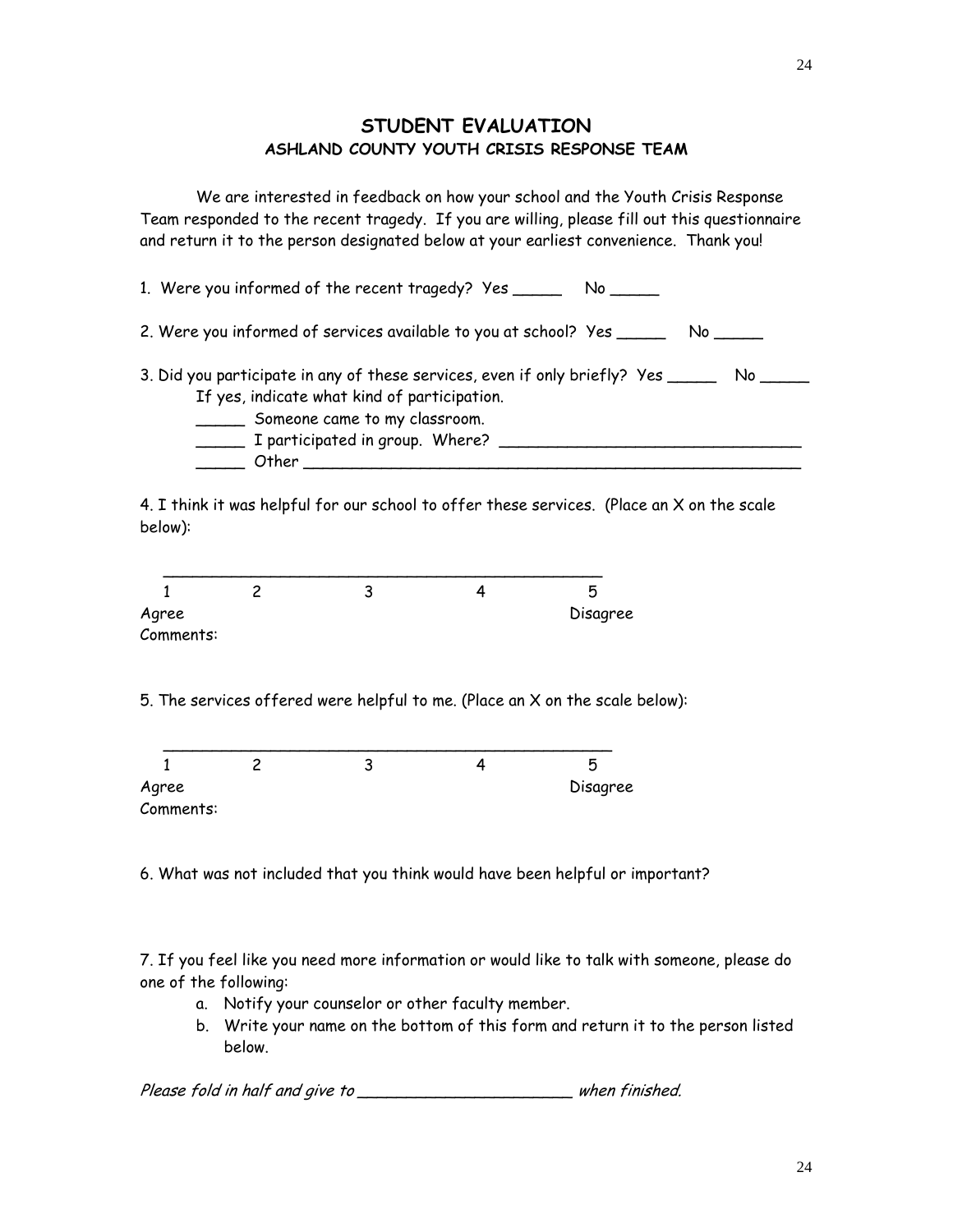## STUDENT EVALUATION
### ASHLAND COUNTY YOUTH CRISIS RESPONSE TEAM

We are interested in feedback on how your school and the Youth Crisis Response Team responded to the recent tragedy. If you are willing, please fill out this questionnaire and return it to the person designated below at your earliest convenience. Thank you!

1. Were you informed of the recent tragedy? Yes _____ No _____

2. Were you informed of services available to you at school? Yes _____ No _____

3. Did you participate in any of these services, even if only briefly? Yes _____ No _____
   If yes, indicate what kind of participation.
   _____ Someone came to my classroom.
   _____ I participated in group. Where? _______________________________
   _____ Other ______________________________________________________

4. I think it was helpful for our school to offer these services. (Place an X on the scale below):

_______________________________________________
1 2 3 4 5
Agree Disagree
Comments:

5. The services offered were helpful to me. (Place an X on the scale below):

_______________________________________________
1 2 3 4 5
Agree Disagree
Comments:

6. What was not included that you think would have been helpful or important?

7. If you feel like you need more information or would like to talk with someone, please do one of the following:
   a. Notify your counselor or other faculty member.
   b. Write your name on the bottom of this form and return it to the person listed below.

*Please fold in half and give to ______________________ when finished.*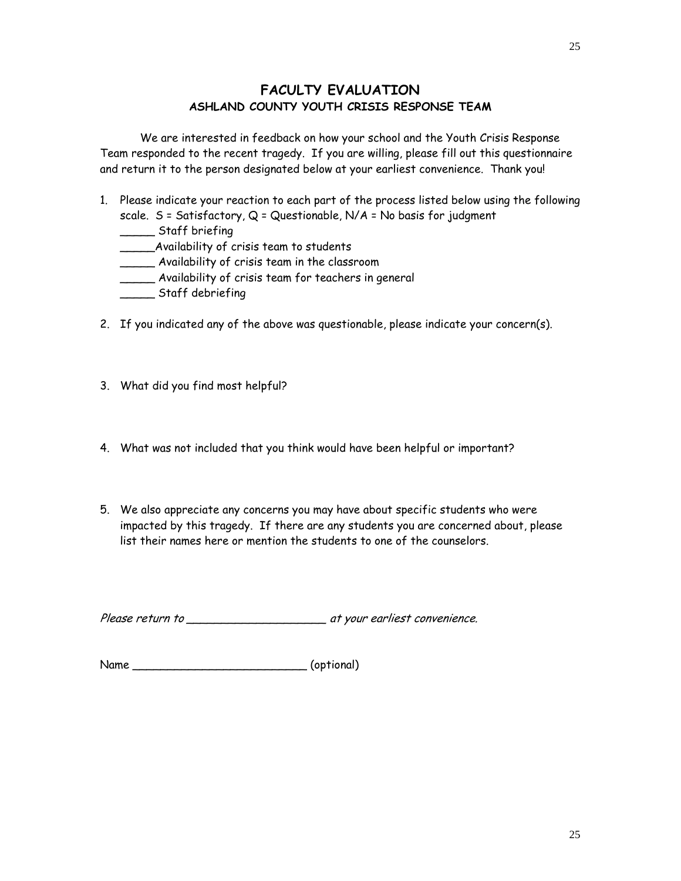# FACULTY EVALUATION

## ASHLAND COUNTY YOUTH CRISIS RESPONSE TEAM

We are interested in feedback on how your school and the Youth Crisis Response Team responded to the recent tragedy. If you are willing, please fill out this questionnaire and return it to the person designated below at your earliest convenience. Thank you!

1. Please indicate your reaction to each part of the process listed below using the following scale. S = Satisfactory, Q = Questionable, N/A = No basis for judgment
   _____ Staff briefing
   _____Availability of crisis team to students
   _____ Availability of crisis team in the classroom
   _____ Availability of crisis team for teachers in general
   _____ Staff debriefing

2. If you indicated any of the above was questionable, please indicate your concern(s).

3. What did you find most helpful?

4. What was not included that you think would have been helpful or important?

5. We also appreciate any concerns you may have about specific students who were impacted by this tragedy. If there are any students you are concerned about, please list their names here or mention the students to one of the counselors.

*Please return to ____________________ at your earliest convenience.*

Name _________________________ (optional)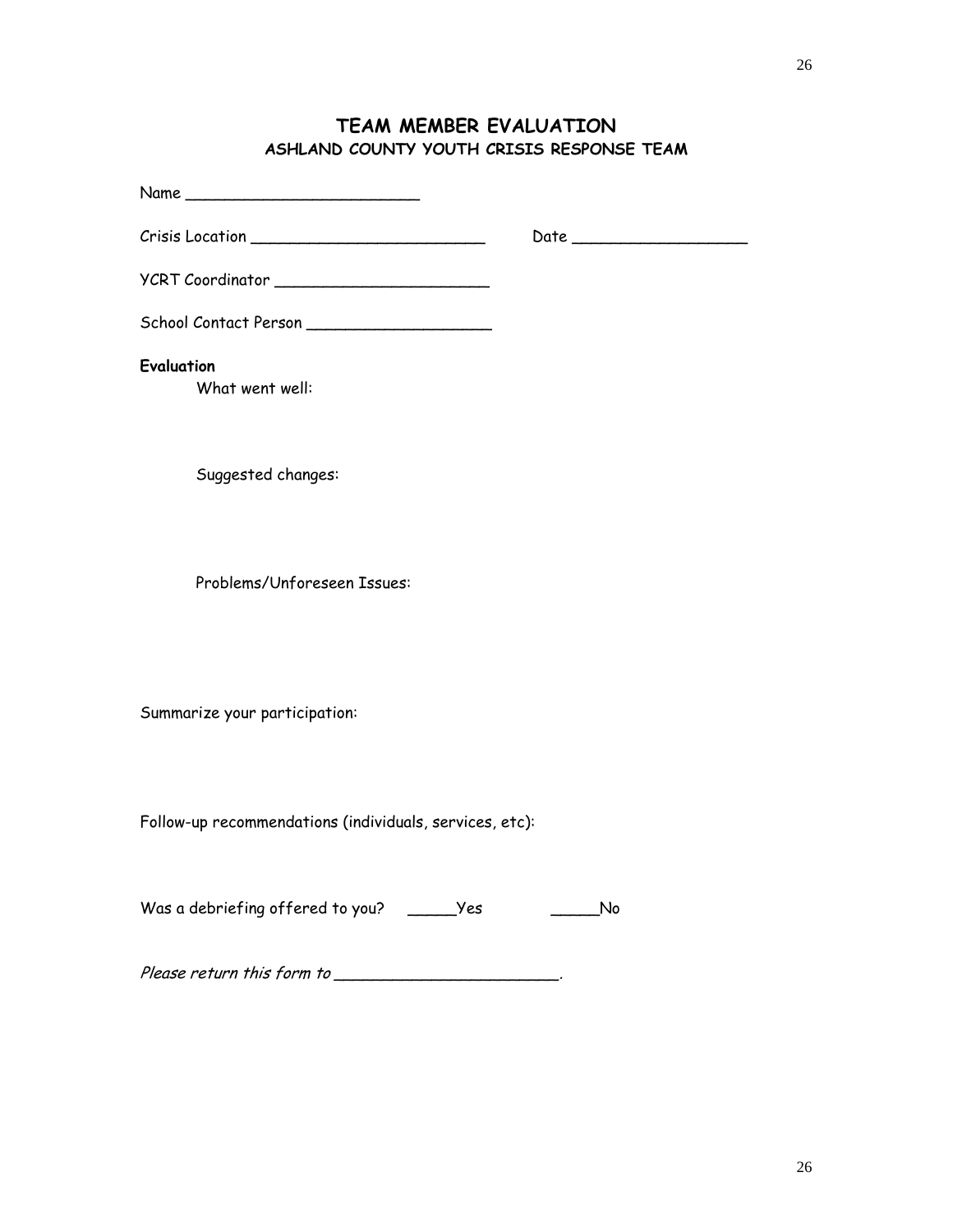# TEAM MEMBER EVALUATION

## ASHLAND COUNTY YOUTH CRISIS RESPONSE TEAM

Name ________________________

Crisis Location ________________________ Date __________________

YCRT Coordinator ______________________

School Contact Person ___________________

**Evaluation**

What went well:

Suggested changes:

Problems/Unforeseen Issues:

Summarize your participation:

Follow-up recommendations (individuals, services, etc):

Was a debriefing offered to you? _____Yes _____No

*Please return this form to* _______________________.